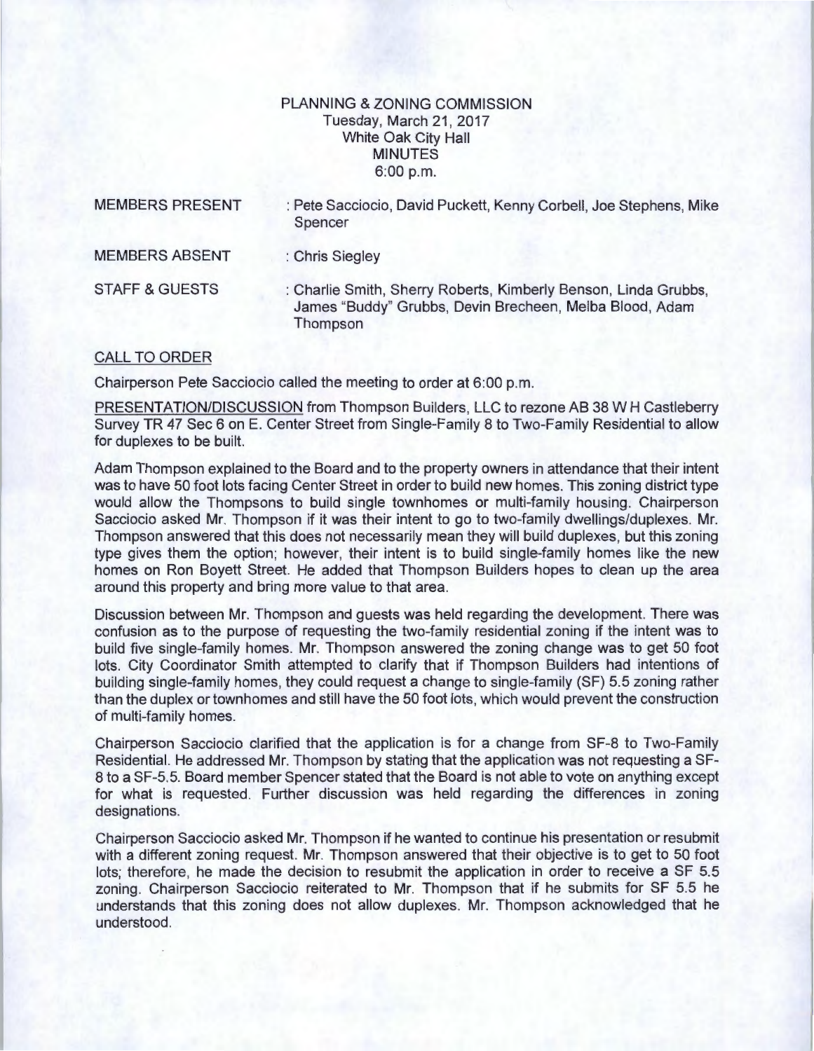# PLANNING & ZONING COMMISSION
Tuesday, March 21, 2017
White Oak City Hall
MINUTES
6:00 p.m.

MEMBERS PRESENT : Pete Sacciocio, David Puckett, Kenny Corbell, Joe Stephens, Mike Spencer

MEMBERS ABSENT : Chris Siegley

STAFF & GUESTS : Charlie Smith, Sherry Roberts, Kimberly Benson, Linda Grubbs, James "Buddy" Grubbs, Devin Brecheen, Melba Blood, Adam Thompson

## CALL TO ORDER

Chairperson Pete Sacciocio called the meeting to order at 6:00 p.m.

PRESENTATION/DISCUSSION from Thompson Builders, LLC to rezone AB 38 W H Castleberry Survey TR 47 Sec 6 on E. Center Street from Single-Family 8 to Two-Family Residential to allow for duplexes to be built.

Adam Thompson explained to the Board and to the property owners in attendance that their intent was to have 50 foot lots facing Center Street in order to build new homes. This zoning district type would allow the Thompsons to build single townhomes or multi-family housing. Chairperson Sacciocio asked Mr. Thompson if it was their intent to go to two-family dwellings/duplexes. Mr. Thompson answered that this does not necessarily mean they will build duplexes, but this zoning type gives them the option; however, their intent is to build single-family homes like the new homes on Ron Boyett Street. He added that Thompson Builders hopes to clean up the area around this property and bring more value to that area.

Discussion between Mr. Thompson and guests was held regarding the development. There was confusion as to the purpose of requesting the two-family residential zoning if the intent was to build five single-family homes. Mr. Thompson answered the zoning change was to get 50 foot lots. City Coordinator Smith attempted to clarify that if Thompson Builders had intentions of building single-family homes, they could request a change to single-family (SF) 5.5 zoning rather than the duplex or townhomes and still have the 50 foot lots, which would prevent the construction of multi-family homes.

Chairperson Sacciocio clarified that the application is for a change from SF-8 to Two-Family Residential. He addressed Mr. Thompson by stating that the application was not requesting a SF-8 to a SF-5.5. Board member Spencer stated that the Board is not able to vote on anything except for what is requested. Further discussion was held regarding the differences in zoning designations.

Chairperson Sacciocio asked Mr. Thompson if he wanted to continue his presentation or resubmit with a different zoning request. Mr. Thompson answered that their objective is to get to 50 foot lots; therefore, he made the decision to resubmit the application in order to receive a SF 5.5 zoning. Chairperson Sacciocio reiterated to Mr. Thompson that if he submits for SF 5.5 he understands that this zoning does not allow duplexes. Mr. Thompson acknowledged that he understood.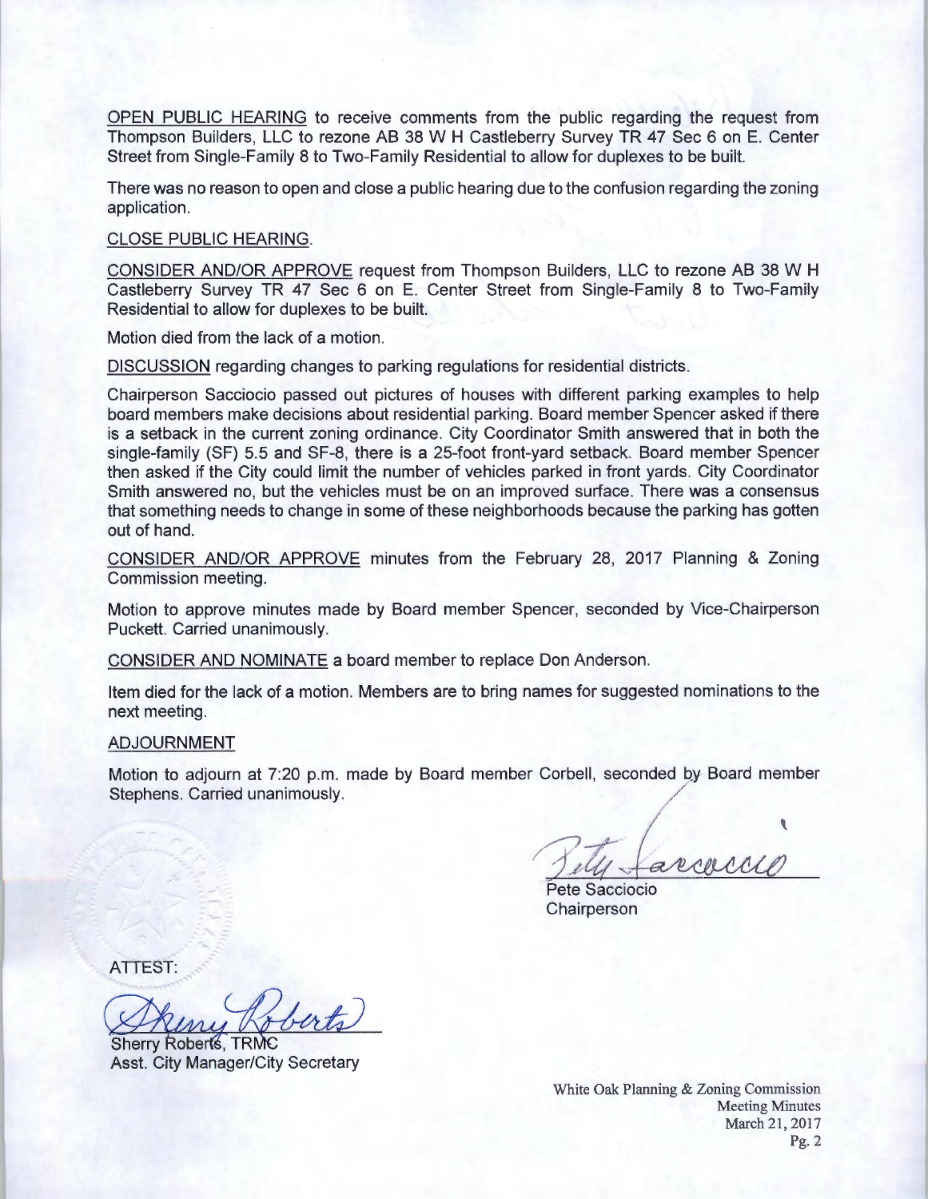OPEN PUBLIC HEARING to receive comments from the public regarding the request from Thompson Builders, LLC to rezone AB 38 W H Castleberry Survey TR 47 Sec 6 on E. Center Street from Single-Family 8 to Two-Family Residential to allow for duplexes to be built.

There was no reason to open and close a public hearing due to the confusion regarding the zoning application.

CLOSE PUBLIC HEARING.

CONSIDER AND/OR APPROVE request from Thompson Builders, LLC to rezone AB 38 W H Castleberry Survey TR 47 Sec 6 on E. Center Street from Single-Family 8 to Two-Family Residential to allow for duplexes to be built.

Motion died from the lack of a motion.

DISCUSSION regarding changes to parking regulations for residential districts.

Chairperson Sacciocio passed out pictures of houses with different parking examples to help board members make decisions about residential parking. Board member Spencer asked if there is a setback in the current zoning ordinance. City Coordinator Smith answered that in both the single-family (SF) 5.5 and SF-8, there is a 25-foot front-yard setback. Board member Spencer then asked if the City could limit the number of vehicles parked in front yards. City Coordinator Smith answered no, but the vehicles must be on an improved surface. There was a consensus that something needs to change in some of these neighborhoods because the parking has gotten out of hand.

CONSIDER AND/OR APPROVE minutes from the February 28, 2017 Planning & Zoning Commission meeting.

Motion to approve minutes made by Board member Spencer, seconded by Vice-Chairperson Puckett. Carried unanimously.

CONSIDER AND NOMINATE a board member to replace Don Anderson.

Item died for the lack of a motion. Members are to bring names for suggested nominations to the next meeting.

ADJOURNMENT

Motion to adjourn at 7:20 p.m. made by Board member Corbell, seconded by Board member Stephens. Carried unanimously.

Pete Sacciocio
Chairperson

ATTEST:

Sherry Roberts, TRMC
Asst. City Manager/City Secretary

White Oak Planning & Zoning Commission
Meeting Minutes
March 21, 2017